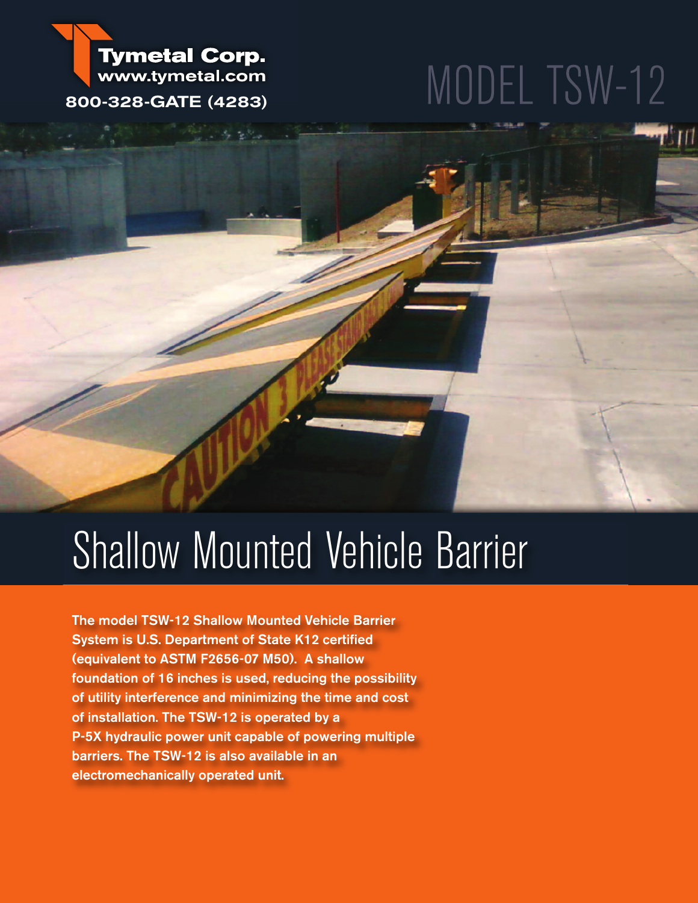Tymetal Corp.
www.tymetal.com
800-328-GATE (4283)

# MODEL TSW-12

# Shallow Mounted Vehicle Barrier

**The model TSW-12 Shallow Mounted Vehicle Barrier System is U.S. Department of State K12 certified (equivalent to ASTM F2656-07 M50). A shallow foundation of 16 inches is used, reducing the possibility of utility interference and minimizing the time and cost of installation. The TSW-12 is operated by a P-5X hydraulic power unit capable of powering multiple barriers. The TSW-12 is also available in an electromechanically operated unit.**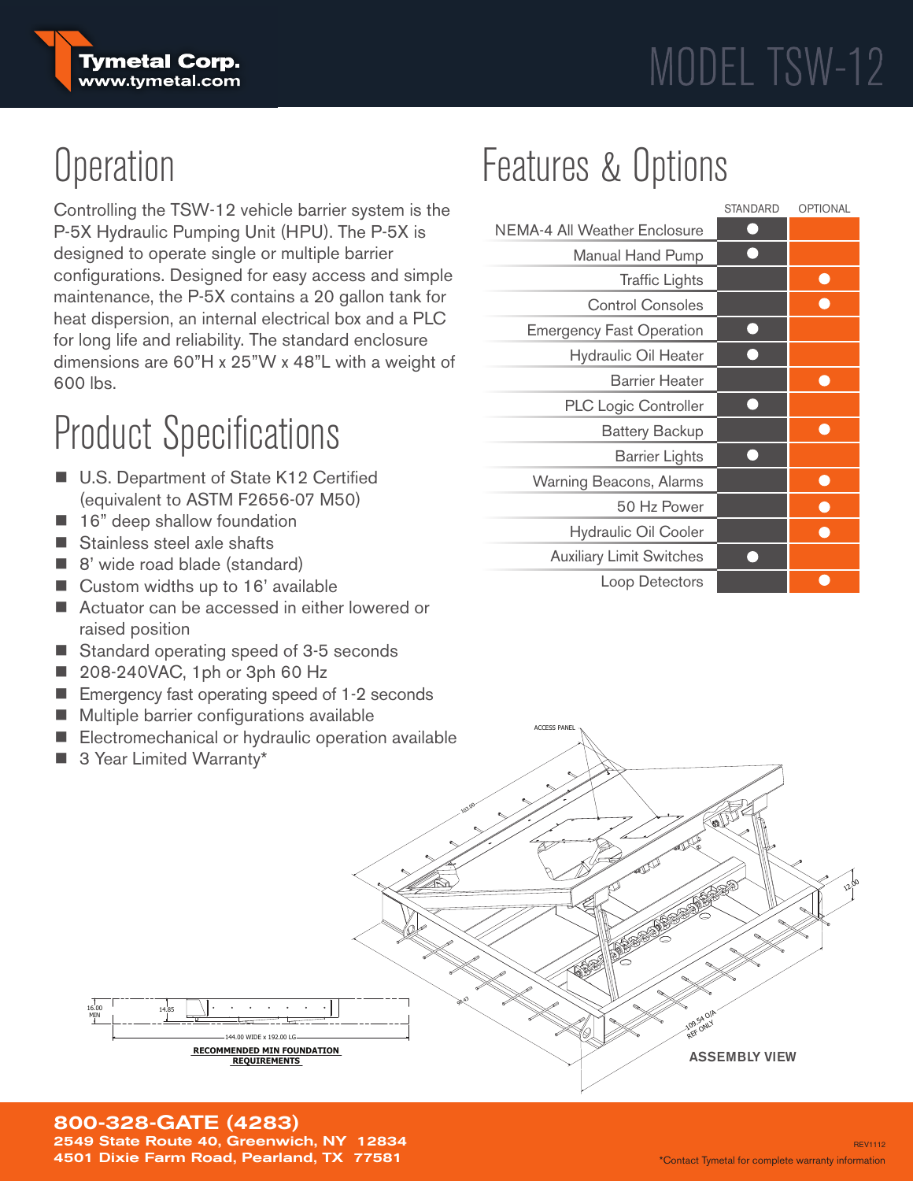Tymetal Corp.
www.tymetal.com

# MODEL TSW-12

## Operation

Controlling the TSW-12 vehicle barrier system is the P-5X Hydraulic Pumping Unit (HPU). The P-5X is designed to operate single or multiple barrier configurations. Designed for easy access and simple maintenance, the P-5X contains a 20 gallon tank for heat dispersion, an internal electrical box and a PLC for long life and reliability. The standard enclosure dimensions are 60"H x 25"W x 48"L with a weight of 600 lbs.

## Product Specifications

- U.S. Department of State K12 Certified (equivalent to ASTM F2656-07 M50)
- 16" deep shallow foundation
- Stainless steel axle shafts
- 8' wide road blade (standard)
- Custom widths up to 16' available
- Actuator can be accessed in either lowered or raised position
- Standard operating speed of 3-5 seconds
- 208-240VAC, 1ph or 3ph 60 Hz
- Emergency fast operating speed of 1-2 seconds
- Multiple barrier configurations available
- Electromechanical or hydraulic operation available
- 3 Year Limited Warranty*

## Features & Options

| | STANDARD | OPTIONAL |
|---|---|---|
| NEMA-4 All Weather Enclosure | ● | |
| Manual Hand Pump | ● | |
| Traffic Lights | | ● |
| Control Consoles | | ● |
| Emergency Fast Operation | ● | |
| Hydraulic Oil Heater | ● | |
| Barrier Heater | | ● |
| PLC Logic Controller | ● | |
| Battery Backup | | ● |
| Barrier Lights | ● | |
| Warning Beacons, Alarms | | ● |
| 50 Hz Power | | ● |
| Hydraulic Oil Cooler | | ● |
| Auxiliary Limit Switches | ● | |
| Loop Detectors | | ● |

16.00 MIN
14.85
144.00 WIDE x 192.00 LG

RECOMMENDED MIN FOUNDATION REQUIREMENTS

ACCESS PANEL
103.00
12.00
98.43
109.54 O/A REF ONLY

ASSEMBLY VIEW

**800-328-GATE (4283)**
**2549 State Route 40, Greenwich, NY 12834**
**4501 Dixie Farm Road, Pearland, TX 77581**

REV1112

*Contact Tymetal for complete warranty information